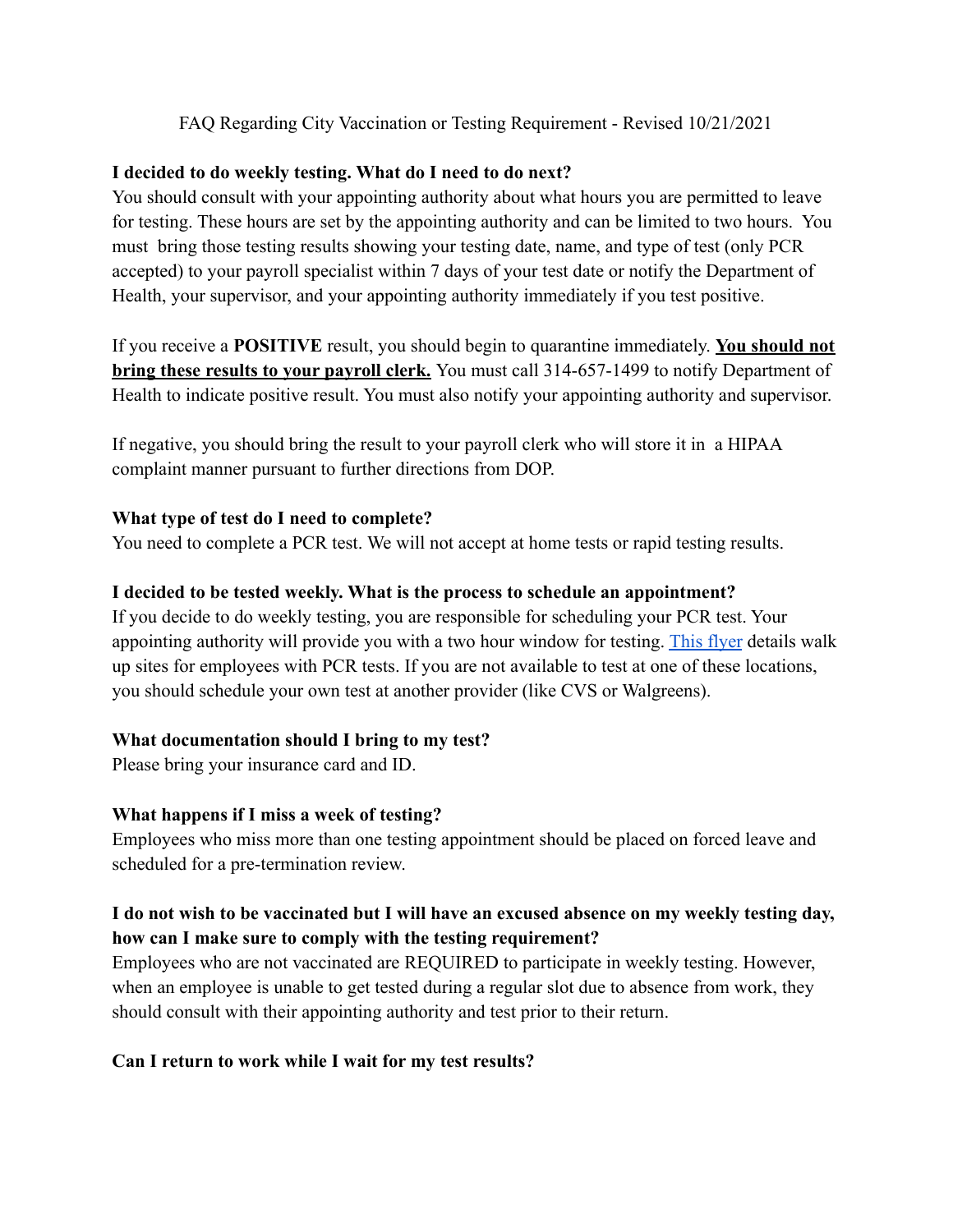# FAQ Regarding City Vaccination or Testing Requirement - Revised 10/21/2021

**I decided to do weekly testing. What do I need to do next?**

You should consult with your appointing authority about what hours you are permitted to leave for testing. These hours are set by the appointing authority and can be limited to two hours. You must bring those testing results showing your testing date, name, and type of test (only PCR accepted) to your payroll specialist within 7 days of your test date or notify the Department of Health, your supervisor, and your appointing authority immediately if you test positive.

If you receive a **POSITIVE** result, you should begin to quarantine immediately. **<u>You should not bring these results to your payroll clerk.</u>** You must call 314-657-1499 to notify Department of Health to indicate positive result. You must also notify your appointing authority and supervisor.

If negative, you should bring the result to your payroll clerk who will store it in a HIPAA complaint manner pursuant to further directions from DOP.

**What type of test do I need to complete?**

You need to complete a PCR test. We will not accept at home tests or rapid testing results.

**I decided to be tested weekly. What is the process to schedule an appointment?**

If you decide to do weekly testing, you are responsible for scheduling your PCR test. Your appointing authority will provide you with a two hour window for testing. [This flyer]() details walk up sites for employees with PCR tests. If you are not available to test at one of these locations, you should schedule your own test at another provider (like CVS or Walgreens).

**What documentation should I bring to my test?**

Please bring your insurance card and ID.

**What happens if I miss a week of testing?**

Employees who miss more than one testing appointment should be placed on forced leave and scheduled for a pre-termination review.

**I do not wish to be vaccinated but I will have an excused absence on my weekly testing day, how can I make sure to comply with the testing requirement?**

Employees who are not vaccinated are REQUIRED to participate in weekly testing. However, when an employee is unable to get tested during a regular slot due to absence from work, they should consult with their appointing authority and test prior to their return.

**Can I return to work while I wait for my test results?**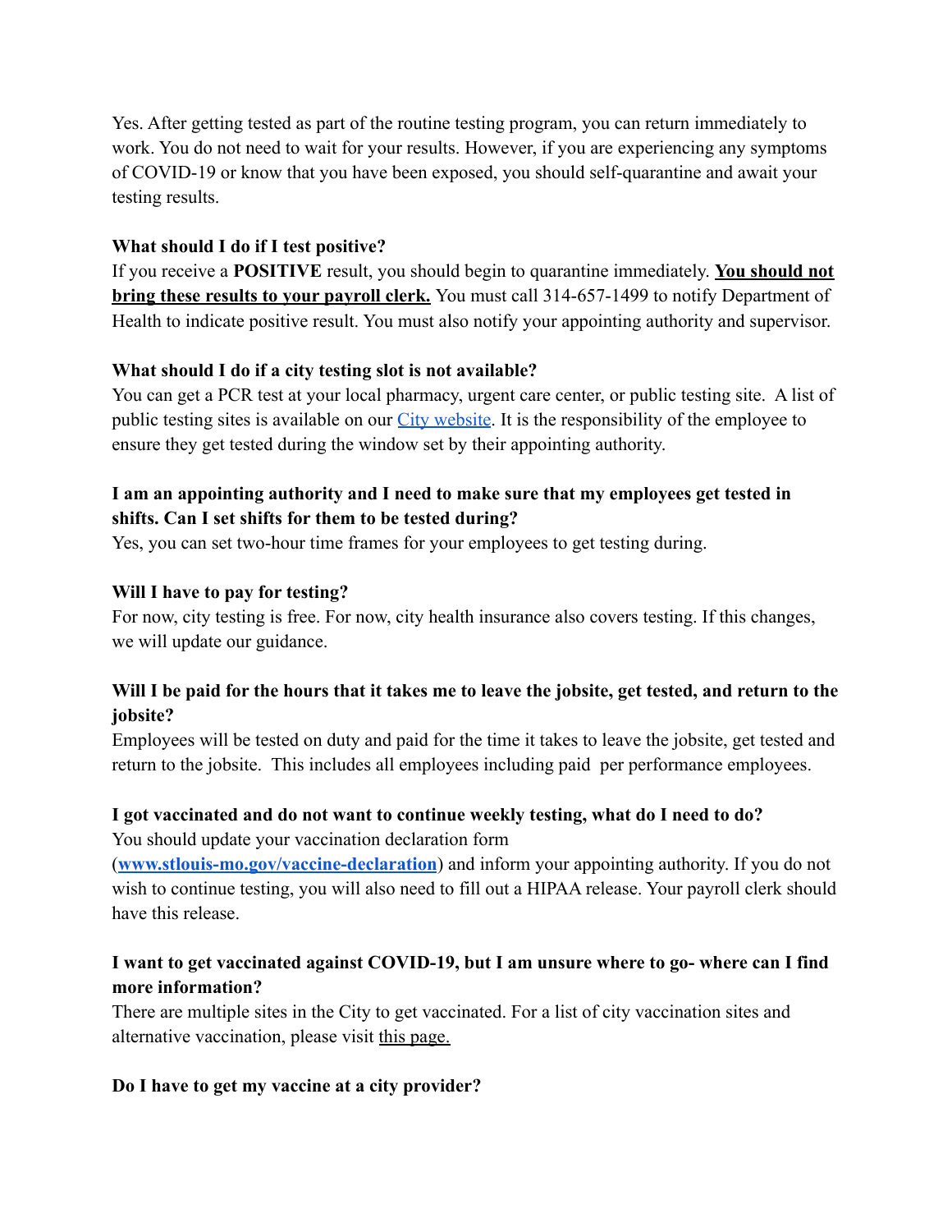Yes. After getting tested as part of the routine testing program, you can return immediately to work. You do not need to wait for your results. However, if you are experiencing any symptoms of COVID-19 or know that you have been exposed, you should self-quarantine and await your testing results.

**What should I do if I test positive?**

If you receive a **POSITIVE** result, you should begin to quarantine immediately. **You should not bring these results to your payroll clerk.** You must call 314-657-1499 to notify Department of Health to indicate positive result. You must also notify your appointing authority and supervisor.

**What should I do if a city testing slot is not available?**

You can get a PCR test at your local pharmacy, urgent care center, or public testing site. A list of public testing sites is available on our [City website](). It is the responsibility of the employee to ensure they get tested during the window set by their appointing authority.

**I am an appointing authority and I need to make sure that my employees get tested in shifts. Can I set shifts for them to be tested during?**

Yes, you can set two-hour time frames for your employees to get testing during.

**Will I have to pay for testing?**

For now, city testing is free. For now, city health insurance also covers testing. If this changes, we will update our guidance.

**Will I be paid for the hours that it takes me to leave the jobsite, get tested, and return to the jobsite?**

Employees will be tested on duty and paid for the time it takes to leave the jobsite, get tested and return to the jobsite. This includes all employees including paid per performance employees.

**I got vaccinated and do not want to continue weekly testing, what do I need to do?**

You should update your vaccination declaration form (**[www.stlouis-mo.gov/vaccine-declaration](www.stlouis-mo.gov/vaccine-declaration)**) and inform your appointing authority. If you do not wish to continue testing, you will also need to fill out a HIPAA release. Your payroll clerk should have this release.

**I want to get vaccinated against COVID-19, but I am unsure where to go- where can I find more information?**

There are multiple sites in the City to get vaccinated. For a list of city vaccination sites and alternative vaccination, please visit [this page.]()

**Do I have to get my vaccine at a city provider?**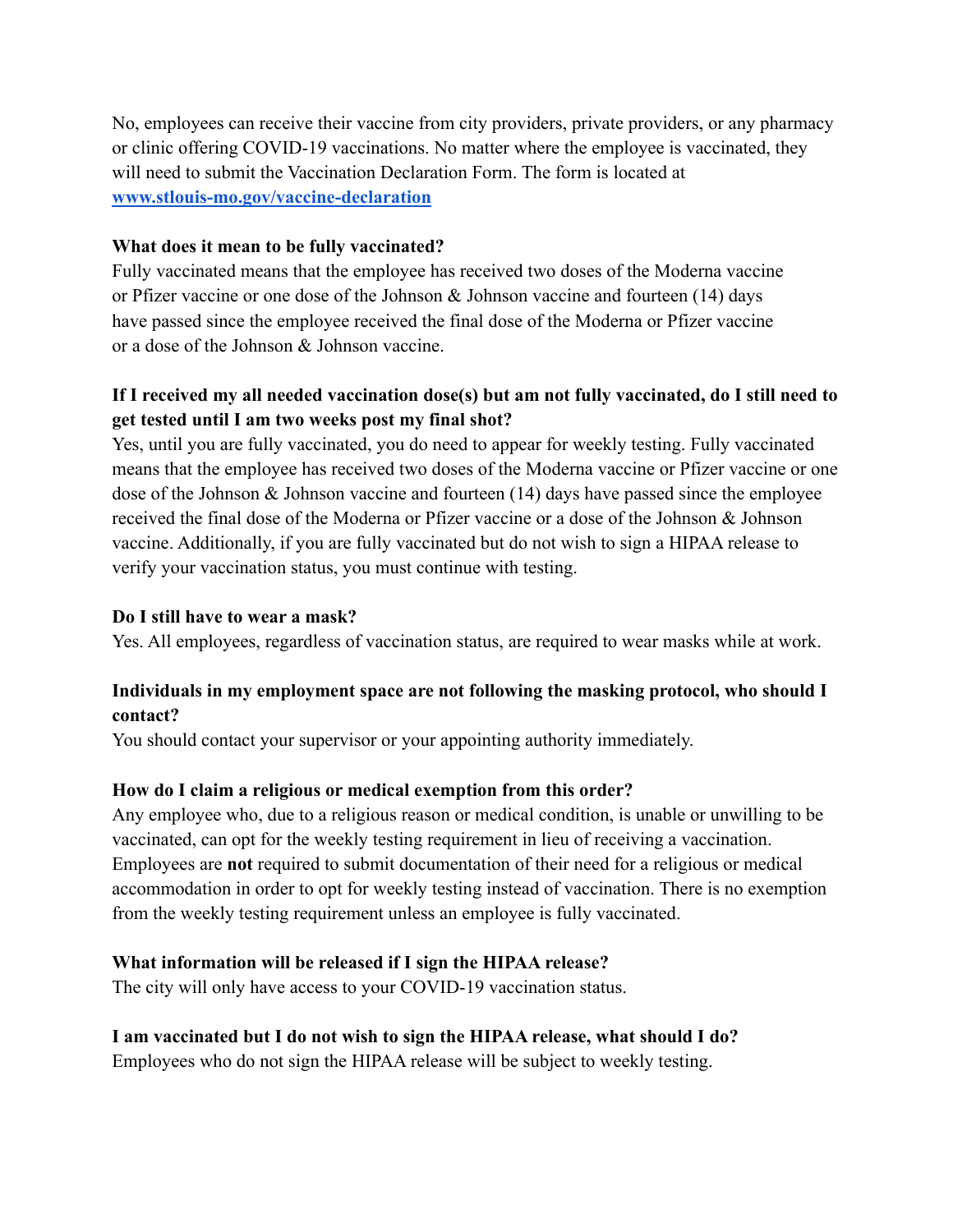No, employees can receive their vaccine from city providers, private providers, or any pharmacy or clinic offering COVID-19 vaccinations. No matter where the employee is vaccinated, they will need to submit the Vaccination Declaration Form. The form is located at **[www.stlouis-mo.gov/vaccine-declaration](http://www.stlouis-mo.gov/vaccine-declaration)**

**What does it mean to be fully vaccinated?**

Fully vaccinated means that the employee has received two doses of the Moderna vaccine or Pfizer vaccine or one dose of the Johnson & Johnson vaccine and fourteen (14) days have passed since the employee received the final dose of the Moderna or Pfizer vaccine or a dose of the Johnson & Johnson vaccine.

**If I received my all needed vaccination dose(s) but am not fully vaccinated, do I still need to get tested until I am two weeks post my final shot?**

Yes, until you are fully vaccinated, you do need to appear for weekly testing. Fully vaccinated means that the employee has received two doses of the Moderna vaccine or Pfizer vaccine or one dose of the Johnson & Johnson vaccine and fourteen (14) days have passed since the employee received the final dose of the Moderna or Pfizer vaccine or a dose of the Johnson & Johnson vaccine. Additionally, if you are fully vaccinated but do not wish to sign a HIPAA release to verify your vaccination status, you must continue with testing.

**Do I still have to wear a mask?**

Yes. All employees, regardless of vaccination status, are required to wear masks while at work.

**Individuals in my employment space are not following the masking protocol, who should I contact?**

You should contact your supervisor or your appointing authority immediately.

**How do I claim a religious or medical exemption from this order?**

Any employee who, due to a religious reason or medical condition, is unable or unwilling to be vaccinated, can opt for the weekly testing requirement in lieu of receiving a vaccination. Employees are **not** required to submit documentation of their need for a religious or medical accommodation in order to opt for weekly testing instead of vaccination. There is no exemption from the weekly testing requirement unless an employee is fully vaccinated.

**What information will be released if I sign the HIPAA release?**

The city will only have access to your COVID-19 vaccination status.

**I am vaccinated but I do not wish to sign the HIPAA release, what should I do?**

Employees who do not sign the HIPAA release will be subject to weekly testing.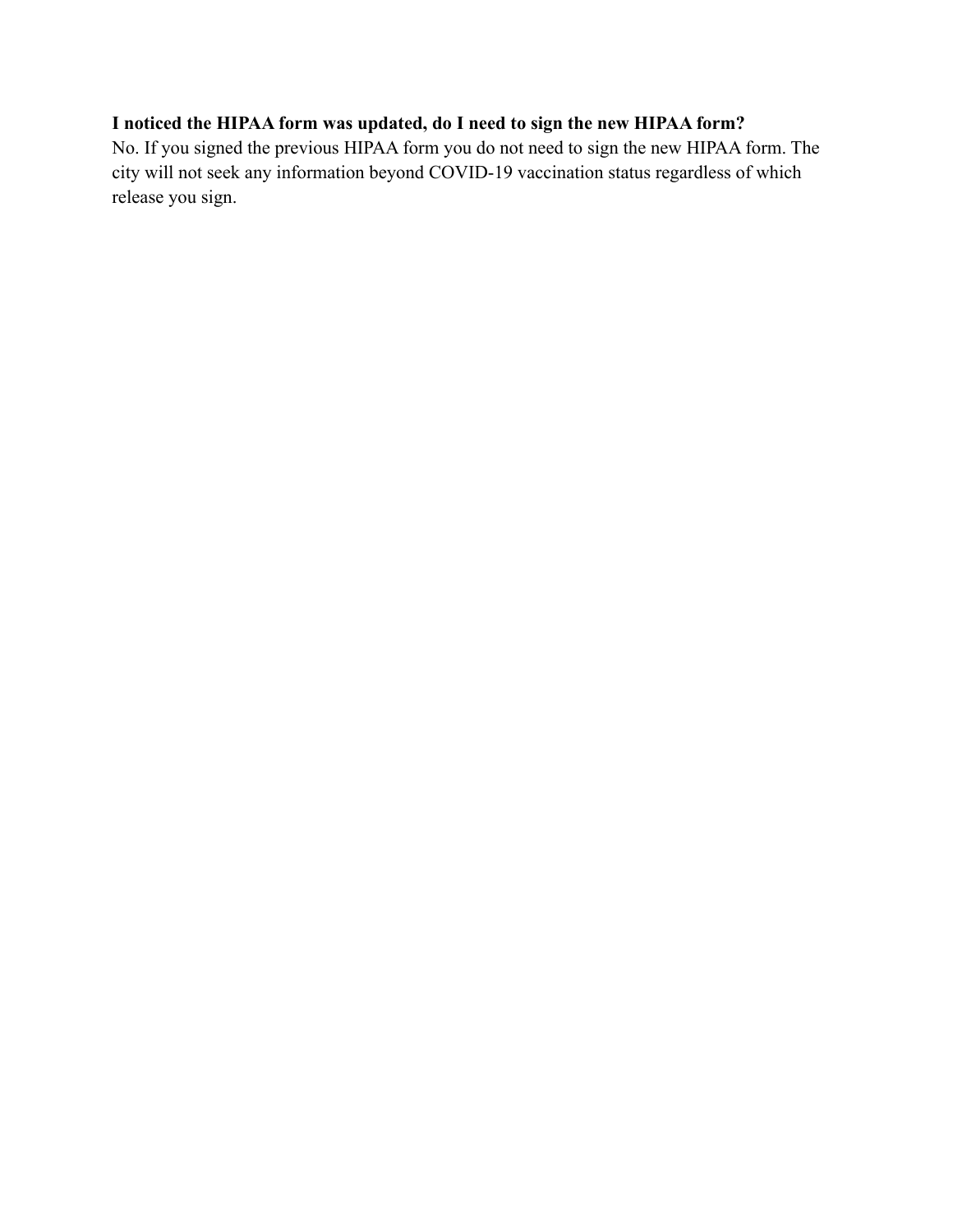**I noticed the HIPAA form was updated, do I need to sign the new HIPAA form?**

No. If you signed the previous HIPAA form you do not need to sign the new HIPAA form. The city will not seek any information beyond COVID-19 vaccination status regardless of which release you sign.